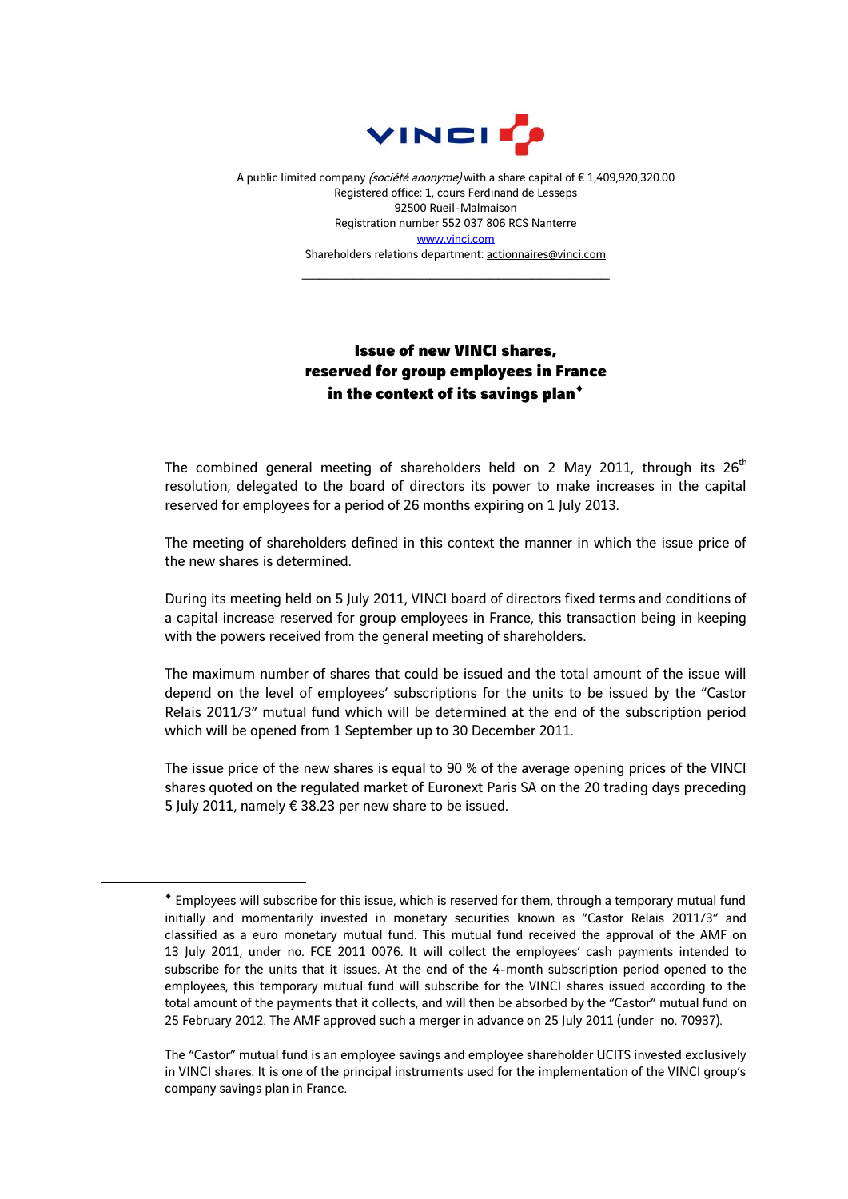VINCI

A public limited company *(société anonyme)* with a share capital of € 1,409,920,320.00
Registered office: 1, cours Ferdinand de Lesseps
92500 Rueil-Malmaison
Registration number 552 037 806 RCS Nanterre
www.vinci.com
Shareholders relations department: actionnaires@vinci.com

---

## Issue of new VINCI shares, reserved for group employees in France in the context of its savings plan♦

The combined general meeting of shareholders held on 2 May 2011, through its 26th resolution, delegated to the board of directors its power to make increases in the capital reserved for employees for a period of 26 months expiring on 1 July 2013.

The meeting of shareholders defined in this context the manner in which the issue price of the new shares is determined.

During its meeting held on 5 July 2011, VINCI board of directors fixed terms and conditions of a capital increase reserved for group employees in France, this transaction being in keeping with the powers received from the general meeting of shareholders.

The maximum number of shares that could be issued and the total amount of the issue will depend on the level of employees' subscriptions for the units to be issued by the "Castor Relais 2011/3" mutual fund which will be determined at the end of the subscription period which will be opened from 1 September up to 30 December 2011.

The issue price of the new shares is equal to 90 % of the average opening prices of the VINCI shares quoted on the regulated market of Euronext Paris SA on the 20 trading days preceding 5 July 2011, namely € 38.23 per new share to be issued.

---

♦ Employees will subscribe for this issue, which is reserved for them, through a temporary mutual fund initially and momentarily invested in monetary securities known as "Castor Relais 2011/3" and classified as a euro monetary mutual fund. This mutual fund received the approval of the AMF on 13 July 2011, under no. FCE 2011 0076. It will collect the employees' cash payments intended to subscribe for the units that it issues. At the end of the 4-month subscription period opened to the employees, this temporary mutual fund will subscribe for the VINCI shares issued according to the total amount of the payments that it collects, and will then be absorbed by the "Castor" mutual fund on 25 February 2012. The AMF approved such a merger in advance on 25 July 2011 (under no. 70937).

The "Castor" mutual fund is an employee savings and employee shareholder UCITS invested exclusively in VINCI shares. It is one of the principal instruments used for the implementation of the VINCI group's company savings plan in France.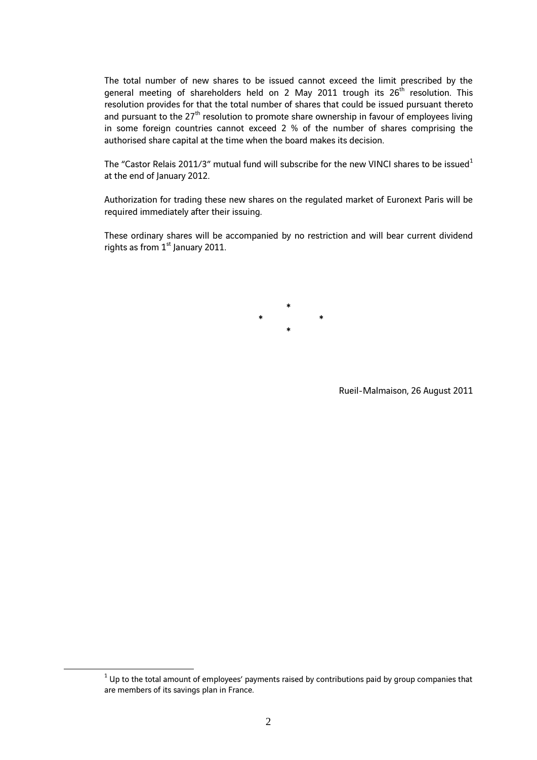The total number of new shares to be issued cannot exceed the limit prescribed by the general meeting of shareholders held on 2 May 2011 trough its 26th resolution. This resolution provides for that the total number of shares that could be issued pursuant thereto and pursuant to the 27th resolution to promote share ownership in favour of employees living in some foreign countries cannot exceed 2 % of the number of shares comprising the authorised share capital at the time when the board makes its decision.

The "Castor Relais 2011/3" mutual fund will subscribe for the new VINCI shares to be issued[1] at the end of January 2012.

Authorization for trading these new shares on the regulated market of Euronext Paris will be required immediately after their issuing.

These ordinary shares will be accompanied by no restriction and will bear current dividend rights as from 1st January 2011.

\*

\* \*

\*

Rueil-Malmaison, 26 August 2011

[1] Up to the total amount of employees' payments raised by contributions paid by group companies that are members of its savings plan in France.